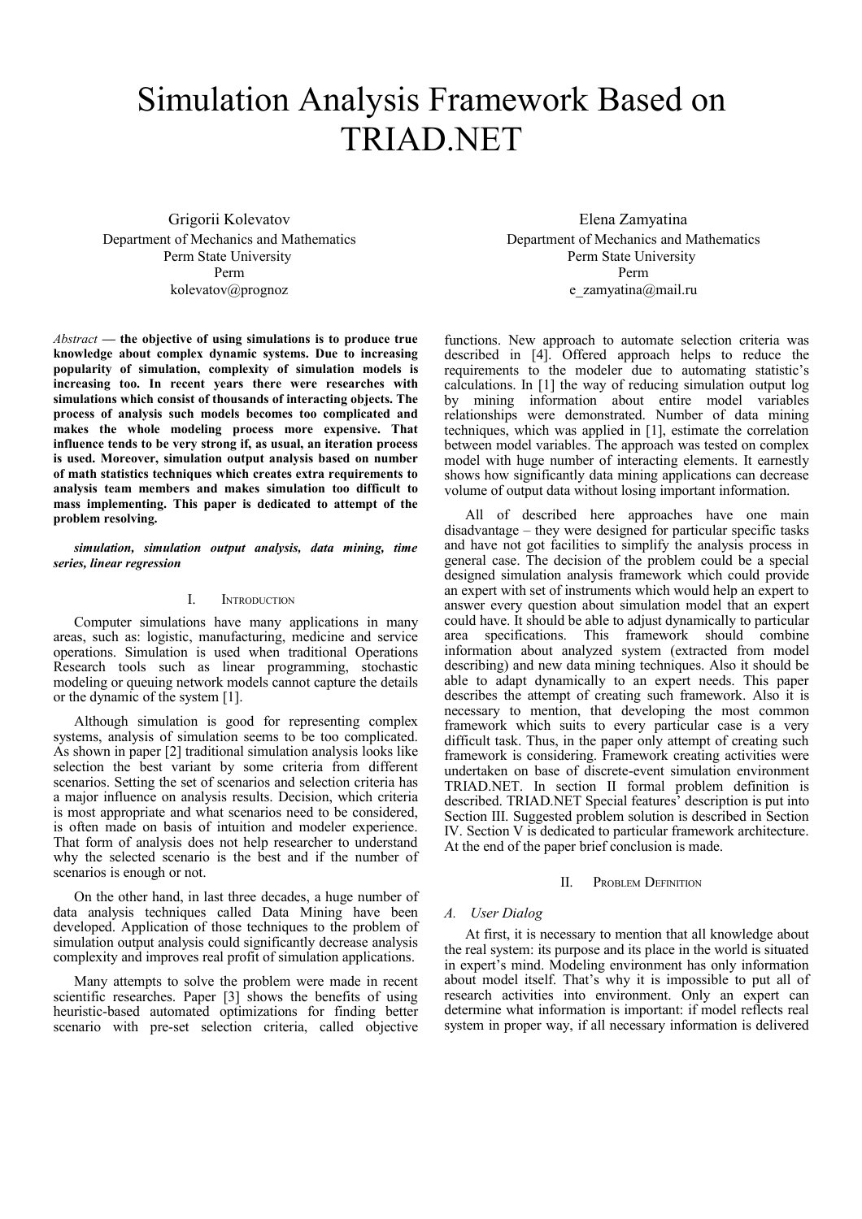# Simulation Analysis Framework Based on TRIAD.NET

Grigorii Kolevatov
Department of Mechanics and Mathematics
Perm State University
Perm
kolevatov@prognoz

Elena Zamyatina
Department of Mechanics and Mathematics
Perm State University
Perm
e_zamyatina@mail.ru

*Abstract* **— the objective of using simulations is to produce true knowledge about complex dynamic systems. Due to increasing popularity of simulation, complexity of simulation models is increasing too. In recent years there were researches with simulations which consist of thousands of interacting objects. The process of analysis such models becomes too complicated and makes the whole modeling process more expensive. That influence tends to be very strong if, as usual, an iteration process is used. Moreover, simulation output analysis based on number of math statistics techniques which creates extra requirements to analysis team members and makes simulation too difficult to mass implementing. This paper is dedicated to attempt of the problem resolving.**

***simulation, simulation output analysis, data mining, time series, linear regression***

## I. Introduction

Computer simulations have many applications in many areas, such as: logistic, manufacturing, medicine and service operations. Simulation is used when traditional Operations Research tools such as linear programming, stochastic modeling or queuing network models cannot capture the details or the dynamic of the system [1].

Although simulation is good for representing complex systems, analysis of simulation seems to be too complicated. As shown in paper [2] traditional simulation analysis looks like selection the best variant by some criteria from different scenarios. Setting the set of scenarios and selection criteria has a major influence on analysis results. Decision, which criteria is most appropriate and what scenarios need to be considered, is often made on basis of intuition and modeler experience. That form of analysis does not help researcher to understand why the selected scenario is the best and if the number of scenarios is enough or not.

On the other hand, in last three decades, a huge number of data analysis techniques called Data Mining have been developed. Application of those techniques to the problem of simulation output analysis could significantly decrease analysis complexity and improves real profit of simulation applications.

Many attempts to solve the problem were made in recent scientific researches. Paper [3] shows the benefits of using heuristic-based automated optimizations for finding better scenario with pre-set selection criteria, called objective functions. New approach to automate selection criteria was described in [4]. Offered approach helps to reduce the requirements to the modeler due to automating statistic's calculations. In [1] the way of reducing simulation output log by mining information about entire model variables relationships were demonstrated. Number of data mining techniques, which was applied in [1], estimate the correlation between model variables. The approach was tested on complex model with huge number of interacting elements. It earnestly shows how significantly data mining applications can decrease volume of output data without losing important information.

All of described here approaches have one main disadvantage – they were designed for particular specific tasks and have not got facilities to simplify the analysis process in general case. The decision of the problem could be a special designed simulation analysis framework which could provide an expert with set of instruments which would help an expert to answer every question about simulation model that an expert could have. It should be able to adjust dynamically to particular area specifications. This framework should combine information about analyzed system (extracted from model describing) and new data mining techniques. Also it should be able to adapt dynamically to an expert needs. This paper describes the attempt of creating such framework. Also it is necessary to mention, that developing the most common framework which suits to every particular case is a very difficult task. Thus, in the paper only attempt of creating such framework is considering. Framework creating activities were undertaken on base of discrete-event simulation environment TRIAD.NET. In section II formal problem definition is described. TRIAD.NET Special features' description is put into Section III. Suggested problem solution is described in Section IV. Section V is dedicated to particular framework architecture. At the end of the paper brief conclusion is made.

## II. Problem Definition

### *A. User Dialog*

At first, it is necessary to mention that all knowledge about the real system: its purpose and its place in the world is situated in expert's mind. Modeling environment has only information about model itself. That's why it is impossible to put all of research activities into environment. Only an expert can determine what information is important: if model reflects real system in proper way, if all necessary information is delivered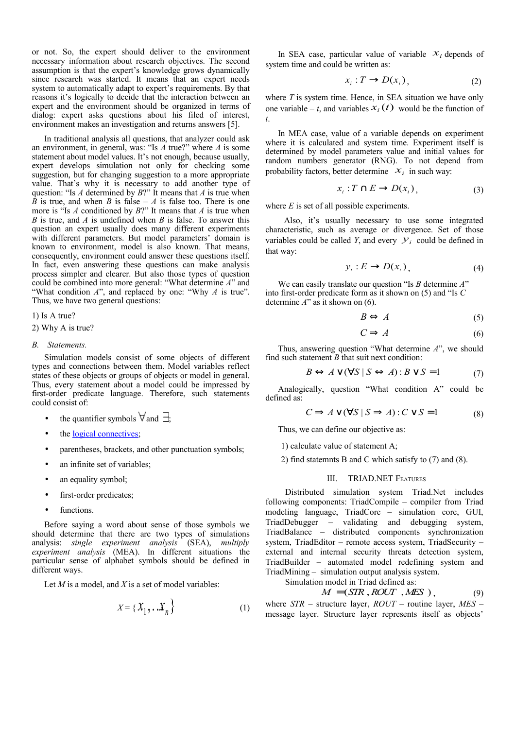or not. So, the expert should deliver to the environment necessary information about research objectives. The second assumption is that the expert's knowledge grows dynamically since research was started. It means that an expert needs system to automatically adapt to expert's requirements. By that reasons it's logically to decide that the interaction between an expert and the environment should be organized in terms of dialog: expert asks questions about his filed of interest, environment makes an investigation and returns answers [5].

In traditional analysis all questions, that analyzer could ask an environment, in general, was: "Is *A* true?" where *A* is some statement about model values. It's not enough, because usually, expert develops simulation not only for checking some suggestion, but for changing suggestion to a more appropriate value. That's why it is necessary to add another type of question: "Is *A* determined by *B*?" It means that *A* is true when *B* is true, and when *B* is false – *A* is false too. There is one more is "Is *A* conditioned by *B*?" It means that *A* is true when *B* is true, and *A* is undefined when *B* is false. To answer this question an expert usually does many different experiments with different parameters. But model parameters' domain is known to environment, model is also known. That means, consequently, environment could answer these questions itself. In fact, even answering these questions can make analysis process simpler and clearer. But also those types of question could be combined into more general: "What determine *A*" and "What condition *A*", and replaced by one: "Why *A* is true". Thus, we have two general questions:

1) Is A true?

2) Why A is true?

### B. Statements.

Simulation models consist of some objects of different types and connections between them. Model variables reflect states of these objects or groups of objects or model in general. Thus, every statement about a model could be impressed by first-order predicate language. Therefore, such statements could consist of:

- the quantifier symbols $\forall$ and $\exists$;
- the logical connectives;
- parentheses, brackets, and other punctuation symbols;
- an infinite set of variables;
- an equality symbol;
- first-order predicates;
- functions.

Before saying a word about sense of those symbols we should determine that there are two types of simulations analysis: *single experiment analysis* (SEA), *multiply experiment analysis* (MEA). In different situations the particular sense of alphabet symbols should be defined in different ways.

Let *M* is a model, and *X* is a set of model variables:

$$X = \{x_1, \ldots x_n\} \tag{1}$$

In SEA case, particular value of variable $x_i$ depends of system time and could be written as:

$$x_i : T \rightarrow D(x_i), \tag{2}$$

where *T* is system time. Hence, in SEA situation we have only one variable – *t*, and variables $x_i(t)$ would be the function of *t*.

In MEA case, value of a variable depends on experiment where it is calculated and system time. Experiment itself is determined by model parameters value and initial values for random numbers generator (RNG). To not depend from probability factors, better determine $x_i$ in such way:

$$x_i : T \cap E \rightarrow D(x_i), \tag{3}$$

where *E* is set of all possible experiments.

Also, it's usually necessary to use some integrated characteristic, such as average or divergence. Set of those variables could be called *Y*, and every $y_i$ could be defined in that way:

$$y_i : E \rightarrow D(x_i), \tag{4}$$

We can easily translate our question "Is *B* determine *A*" into first-order predicate form as it shown on (5) and "Is *C* determine *A*" as it shown on (6).

$$B \Leftrightarrow A \tag{5}$$

$$C \Rightarrow A \tag{6}$$

Thus, answering question "What determine *A*", we should find such statement *B* that suit next condition:

$$B \Leftrightarrow A \vee (\forall S \mid S \Leftrightarrow A) : B \vee S = 1 \tag{7}$$

Analogically, question "What condition A" could be defined as:

$$C \Rightarrow A \vee (\forall S \mid S \Rightarrow A) : C \vee S = 1 \tag{8}$$

Thus, we can define our objective as:

1) calculate value of statement A;

2) find statemnts B and C which satisfy to (7) and (8).

## III. TRIAD.NET FEATURES

Distributed simulation system Triad.Net includes following components: TriadCompile – compiler from Triad modeling language, TriadCore – simulation core, GUI, TriadDebugger – validating and debugging system, TriadBalance – distributed components synchronization system, TriadEditor – remote access system, TriadSecurity – external and internal security threats detection system, TriadBuilder – automated model redefining system and TriadMining – simulation output analysis system.

Simulation model in Triad defined as:

$$M = (STR, ROUT, MES), \tag{9}$$

where *STR* – structure layer, *ROUT* – routine layer, *MES* – message layer. Structure layer represents itself as objects'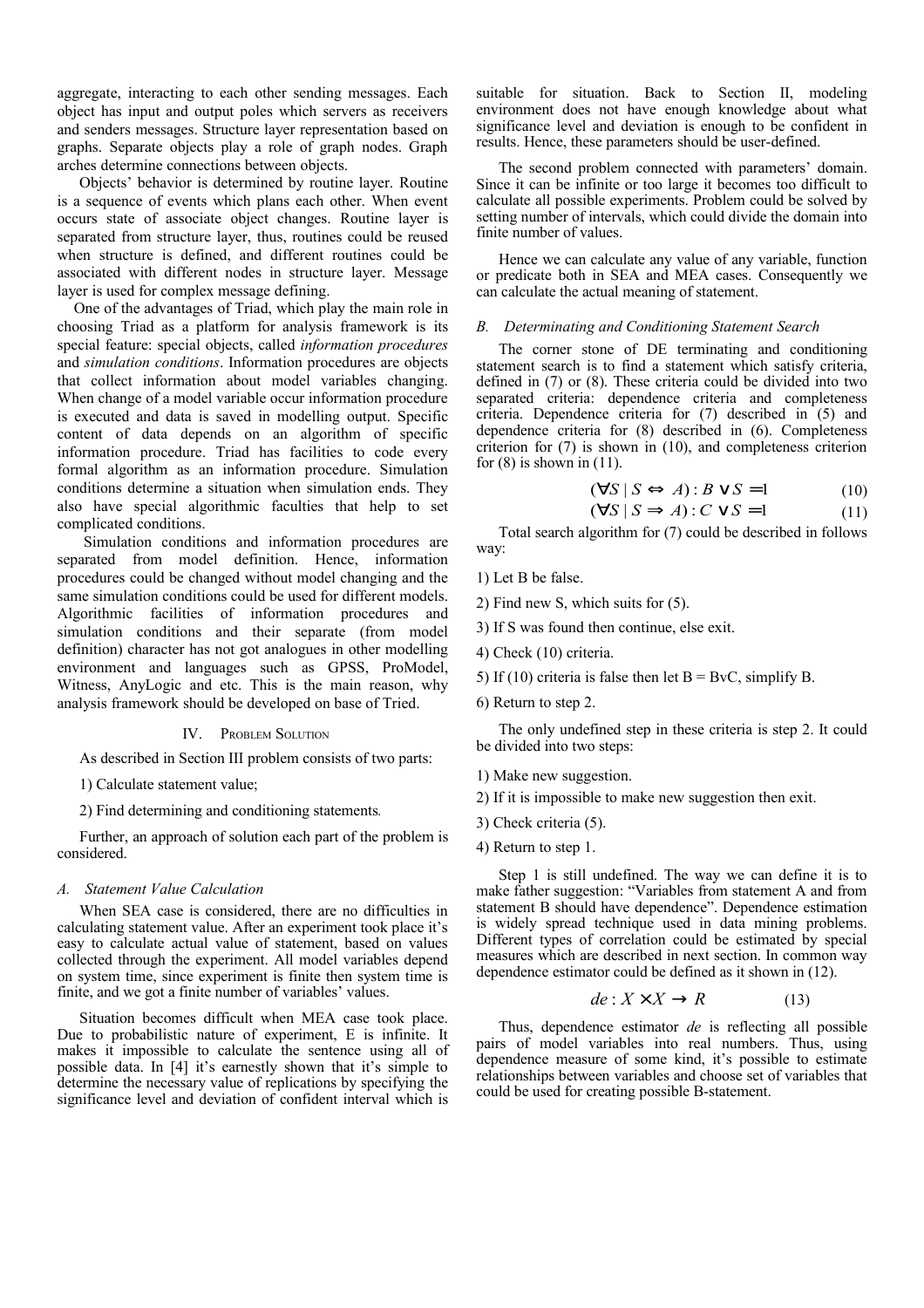aggregate, interacting to each other sending messages. Each object has input and output poles which servers as receivers and senders messages. Structure layer representation based on graphs. Separate objects play a role of graph nodes. Graph arches determine connections between objects.

Objects' behavior is determined by routine layer. Routine is a sequence of events which plans each other. When event occurs state of associate object changes. Routine layer is separated from structure layer, thus, routines could be reused when structure is defined, and different routines could be associated with different nodes in structure layer. Message layer is used for complex message defining.

One of the advantages of Triad, which play the main role in choosing Triad as a platform for analysis framework is its special feature: special objects, called *information procedures* and *simulation conditions*. Information procedures are objects that collect information about model variables changing. When change of a model variable occur information procedure is executed and data is saved in modelling output. Specific content of data depends on an algorithm of specific information procedure. Triad has facilities to code every formal algorithm as an information procedure. Simulation conditions determine a situation when simulation ends. They also have special algorithmic faculties that help to set complicated conditions.

Simulation conditions and information procedures are separated from model definition. Hence, information procedures could be changed without model changing and the same simulation conditions could be used for different models. Algorithmic facilities of information procedures and simulation conditions and their separate (from model definition) character has not got analogues in other modelling environment and languages such as GPSS, ProModel, Witness, AnyLogic and etc. This is the main reason, why analysis framework should be developed on base of Tried.

## IV. Problem Solution

As described in Section III problem consists of two parts:

1) Calculate statement value;

2) Find determining and conditioning statements.

Further, an approach of solution each part of the problem is considered.

### A. Statement Value Calculation

When SEA case is considered, there are no difficulties in calculating statement value. After an experiment took place it's easy to calculate actual value of statement, based on values collected through the experiment. All model variables depend on system time, since experiment is finite then system time is finite, and we got a finite number of variables' values.

Situation becomes difficult when MEA case took place. Due to probabilistic nature of experiment, E is infinite. It makes it impossible to calculate the sentence using all of possible data. In [4] it's earnestly shown that it's simple to determine the necessary value of replications by specifying the significance level and deviation of confident interval which is suitable for situation. Back to Section II, modeling environment does not have enough knowledge about what significance level and deviation is enough to be confident in results. Hence, these parameters should be user-defined.

The second problem connected with parameters' domain. Since it can be infinite or too large it becomes too difficult to calculate all possible experiments. Problem could be solved by setting number of intervals, which could divide the domain into finite number of values.

Hence we can calculate any value of any variable, function or predicate both in SEA and MEA cases. Consequently we can calculate the actual meaning of statement.

### B. Determinating and Conditioning Statement Search

The corner stone of DE terminating and conditioning statement search is to find a statement which satisfy criteria, defined in (7) or (8). These criteria could be divided into two separated criteria: dependence criteria and completeness criteria. Dependence criteria for (7) described in (5) and dependence criteria for (8) described in (6). Completeness criterion for (7) is shown in (10), and completeness criterion for (8) is shown in (11).

$$(\forall S \mid S \Leftrightarrow A) : B \vee S = 1 \tag{10}$$

$$(\forall S \mid S \Rightarrow A) : C \vee S = 1 \tag{11}$$

Total search algorithm for (7) could be described in follows way:

1) Let B be false.

2) Find new S, which suits for (5).

3) If S was found then continue, else exit.

4) Check (10) criteria.

5) If (10) criteria is false then let B = BvC, simplify B.

6) Return to step 2.

The only undefined step in these criteria is step 2. It could be divided into two steps:

1) Make new suggestion.

2) If it is impossible to make new suggestion then exit.

3) Check criteria (5).

4) Return to step 1.

Step 1 is still undefined. The way we can define it is to make father suggestion: "Variables from statement A and from statement B should have dependence". Dependence estimation is widely spread technique used in data mining problems. Different types of correlation could be estimated by special measures which are described in next section. In common way dependence estimator could be defined as it shown in (12).

$$de : X \times X \rightarrow R \tag{13}$$

Thus, dependence estimator *de* is reflecting all possible pairs of model variables into real numbers. Thus, using dependence measure of some kind, it's possible to estimate relationships between variables and choose set of variables that could be used for creating possible B-statement.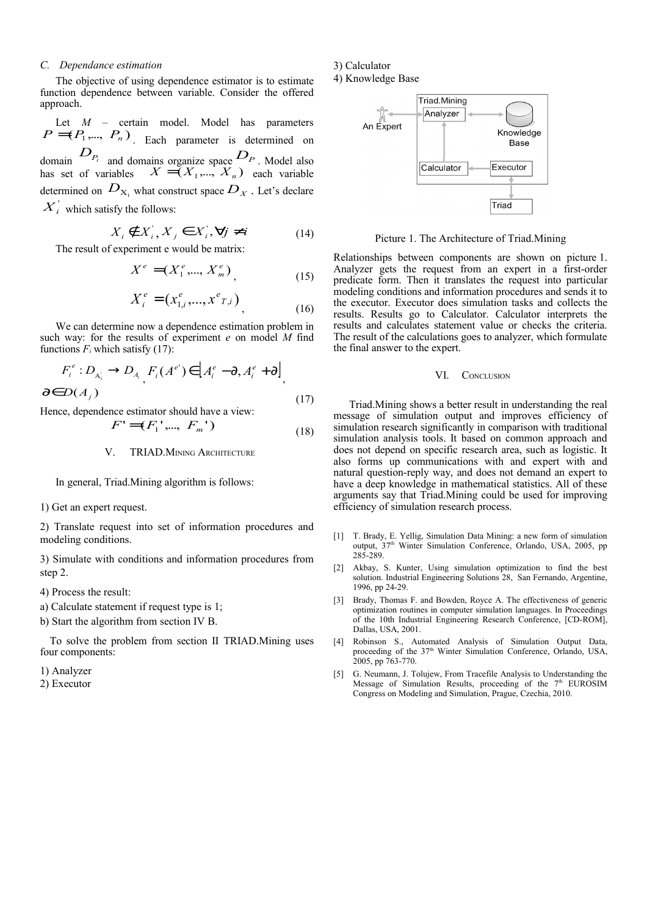### C. Dependance estimation

The objective of using dependence estimator is to estimate function dependence between variable. Consider the offered approach.

Let $M$ – certain model. Model has parameters $P = (P_1, ..., P_n)$. Each parameter is determined on domain $D_{P_i}$ and domains organize space $D_P$. Model also has set of variables $X = (X_1, ..., X_n)$ each variable determined on $D_{X_i}$ what construct space $D_X$. Let's declare $X_i^{'}$ which satisfy the follows:

$$X_i \notin X_i^{'}, X_j \in X_i^{'}, \forall j \neq i \tag{14}$$

The result of experiment e would be matrix:

$$X^e = (X_1^e, ..., X_m^e), \tag{15}$$

$$X_i^e = (x_{1,i}^e, ..., x^e{}_{T,i}), \tag{16}$$

We can determine now a dependence estimation problem in such way: for the results of experiment *e* on model *M* find functions $F_i$ which satisfy (17):

$$F_i^e : D_{A_i^{'}} \rightarrow D_{A_i},\ F_i(A^{e'}) \in \left[A_i^e - \partial, A_i^e + \partial\right],$$
$$\partial \in D(A_j) \tag{17}$$

Hence, dependence estimator should have a view:

$$F' = (F_1', ..., F_m') \tag{18}$$

## V. TRIAD.Mining Architecture

In general, Triad.Mining algorithm is follows:

1) Get an expert request.

2) Translate request into set of information procedures and modeling conditions.

3) Simulate with conditions and information procedures from step 2.

4) Process the result:

a) Calculate statement if request type is 1;

b) Start the algorithm from section IV B.

To solve the problem from section II TRIAD.Mining uses four components:

1) Analyzer

2) Executor

3) Calculator

4) Knowledge Base

Triad.Mining
Analyzer
An Expert
Knowledge Base
Calculator
Executor
Triad

Picture 1. The Architecture of Triad.Mining

Relationships between components are shown on picture 1. Analyzer gets the request from an expert in a first-order predicate form. Then it translates the request into particular modeling conditions and information procedures and sends it to the executor. Executor does simulation tasks and collects the results. Results go to Calculator. Calculator interprets the results and calculates statement value or checks the criteria. The result of the calculations goes to analyzer, which formulate the final answer to the expert.

## VI. Conclusion

Triad.Mining shows a better result in understanding the real message of simulation output and improves efficiency of simulation research significantly in comparison with traditional simulation analysis tools. It based on common approach and does not depend on specific research area, such as logistic. It also forms up communications with and expert with and natural question-reply way, and does not demand an expert to have a deep knowledge in mathematical statistics. All of these arguments say that Triad.Mining could be used for improving efficiency of simulation research process.

[1] T. Brady, E. Yellig, Simulation Data Mining: a new form of simulation output, 37th Winter Simulation Conference, Orlando, USA, 2005, pp 285-289.

[2] Akbay, S. Kunter, Using simulation optimization to find the best solution. Industrial Engineering Solutions 28, San Fernando, Argentine, 1996, pp 24-29.

[3] Brady, Thomas F. and Bowden, Royce A. The effectiveness of generic optimization routines in computer simulation languages. In Proceedings of the 10th Industrial Engineering Research Conference, [CD-ROM], Dallas, USA, 2001.

[4] Robinson S., Automated Analysis of Simulation Output Data, proceeding of the 37th Winter Simulation Conference, Orlando, USA, 2005, pp 763-770.

[5] G. Neumann, J. Tolujew, From Tracefile Analysis to Understanding the Message of Simulation Results, proceeding of the 7th EUROSIM Congress on Modeling and Simulation, Prague, Czechia, 2010.